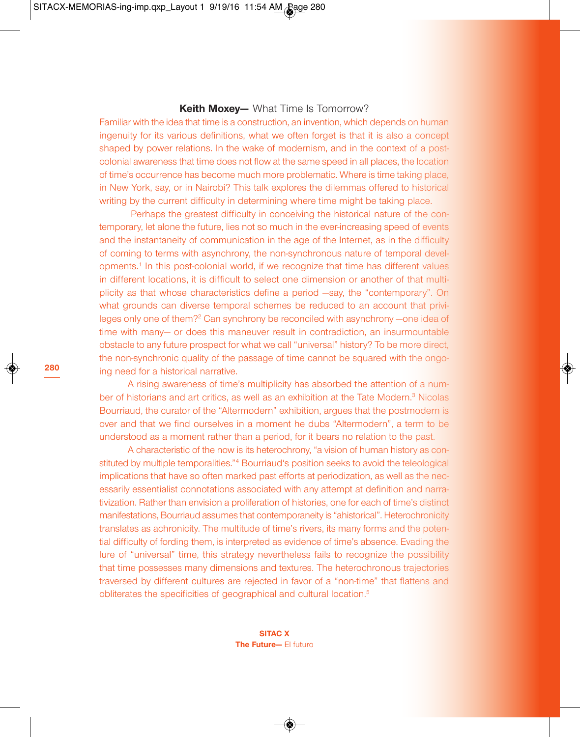## **Keith Moxey—** What Time Is Tomorrow?

Familiar with the idea that time is a construction, an invention, which depends on human ingenuity for its various definitions, what we often forget is that it is also a concept shaped by power relations. In the wake of modernism, and in the context of a post-colonial awareness that time does not flow at the same speed in all places, the location of time's occurrence has become much more problematic. Where is time taking place, in New York, say, or in Nairobi? This talk explores the dilemmas offered to historical writing by the current difficulty in determining where time might be taking place.

Perhaps the greatest difficulty in conceiving the historical nature of the contemporary, let alone the future, lies not so much in the ever-increasing speed of events and the instantaneity of communication in the age of the Internet, as in the difficulty of coming to terms with asynchrony, the non-synchronous nature of temporal developments.[1] In this post-colonial world, if we recognize that time has different values in different locations, it is difficult to select one dimension or another of that multiplicity as that whose characteristics define a period —say, the "contemporary". On what grounds can diverse temporal schemes be reduced to an account that privileges only one of them?[2] Can synchrony be reconciled with asynchrony —one idea of time with many— or does this maneuver result in contradiction, an insurmountable obstacle to any future prospect for what we call "universal" history? To be more direct, the non-synchronic quality of the passage of time cannot be squared with the ongoing need for a historical narrative.

A rising awareness of time's multiplicity has absorbed the attention of a number of historians and art critics, as well as an exhibition at the Tate Modern.[3] Nicolas Bourriaud, the curator of the "Altermodern" exhibition, argues that the postmodern is over and that we find ourselves in a moment he dubs "Altermodern", a term to be understood as a moment rather than a period, for it bears no relation to the past.

A characteristic of the now is its heterochrony, "a vision of human history as constituted by multiple temporalities."[4] Bourriaud's position seeks to avoid the teleological implications that have so often marked past efforts at periodization, as well as the necessarily essentialist connotations associated with any attempt at definition and narrativization. Rather than envision a proliferation of histories, one for each of time's distinct manifestations, Bourriaud assumes that contemporaneity is "ahistorical". Heterochronicity translates as achronicity. The multitude of time's rivers, its many forms and the potential difficulty of fording them, is interpreted as evidence of time's absence. Evading the lure of "universal" time, this strategy nevertheless fails to recognize the possibility that time possesses many dimensions and textures. The heterochronous trajectories traversed by different cultures are rejected in favor of a "non-time" that flattens and obliterates the specificities of geographical and cultural location.[5]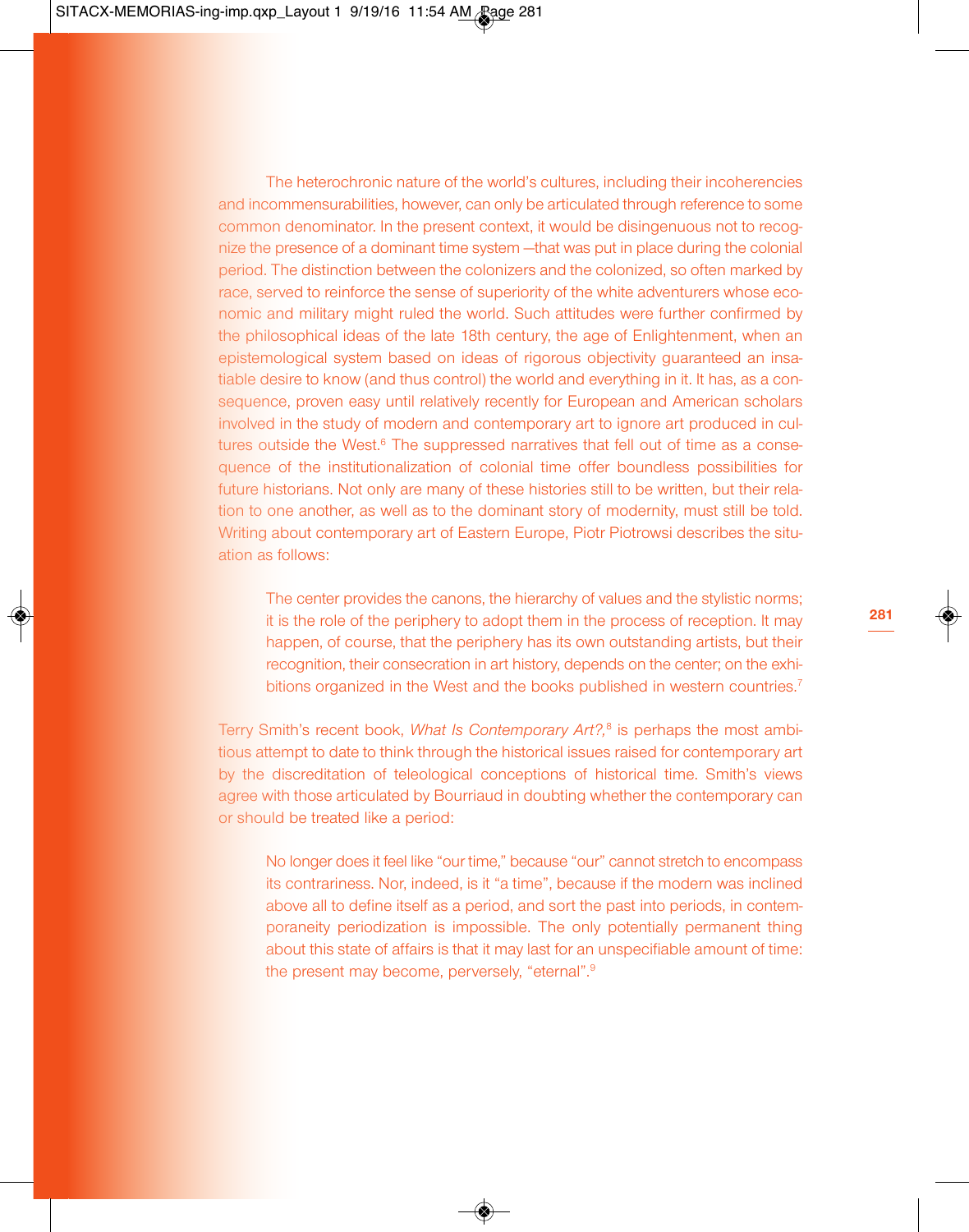The heterochronic nature of the world's cultures, including their incoherencies and incommensurabilities, however, can only be articulated through reference to some common denominator. In the present context, it would be disingenuous not to recognize the presence of a dominant time system —that was put in place during the colonial period. The distinction between the colonizers and the colonized, so often marked by race, served to reinforce the sense of superiority of the white adventurers whose economic and military might ruled the world. Such attitudes were further confirmed by the philosophical ideas of the late 18th century, the age of Enlightenment, when an epistemological system based on ideas of rigorous objectivity guaranteed an insatiable desire to know (and thus control) the world and everything in it. It has, as a consequence, proven easy until relatively recently for European and American scholars involved in the study of modern and contemporary art to ignore art produced in cultures outside the West.[6] The suppressed narratives that fell out of time as a consequence of the institutionalization of colonial time offer boundless possibilities for future historians. Not only are many of these histories still to be written, but their relation to one another, as well as to the dominant story of modernity, must still be told. Writing about contemporary art of Eastern Europe, Piotr Piotrowsi describes the situation as follows:

> The center provides the canons, the hierarchy of values and the stylistic norms; it is the role of the periphery to adopt them in the process of reception. It may happen, of course, that the periphery has its own outstanding artists, but their recognition, their consecration in art history, depends on the center; on the exhibitions organized in the West and the books published in western countries.[7]

Terry Smith's recent book, *What Is Contemporary Art?,*[8] is perhaps the most ambitious attempt to date to think through the historical issues raised for contemporary art by the discreditation of teleological conceptions of historical time. Smith's views agree with those articulated by Bourriaud in doubting whether the contemporary can or should be treated like a period:

> No longer does it feel like "our time," because "our" cannot stretch to encompass its contrariness. Nor, indeed, is it "a time", because if the modern was inclined above all to define itself as a period, and sort the past into periods, in contemporaneity periodization is impossible. The only potentially permanent thing about this state of affairs is that it may last for an unspecifiable amount of time: the present may become, perversely, "eternal".[9]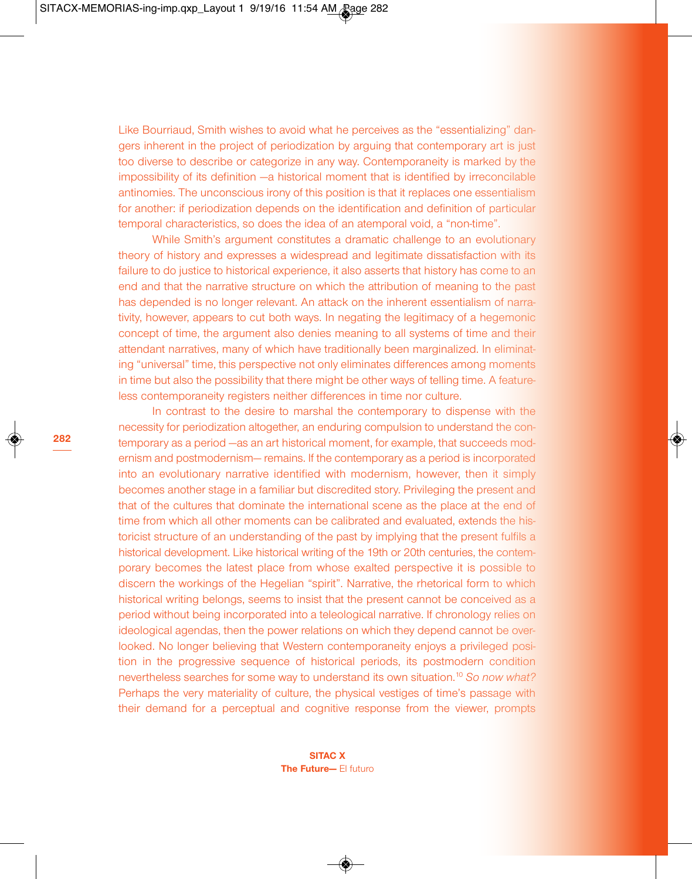Like Bourriaud, Smith wishes to avoid what he perceives as the "essentializing" dangers inherent in the project of periodization by arguing that contemporary art is just too diverse to describe or categorize in any way. Contemporaneity is marked by the impossibility of its definition —a historical moment that is identified by irreconcilable antinomies. The unconscious irony of this position is that it replaces one essentialism for another: if periodization depends on the identification and definition of particular temporal characteristics, so does the idea of an atemporal void, a "non-time".

While Smith's argument constitutes a dramatic challenge to an evolutionary theory of history and expresses a widespread and legitimate dissatisfaction with its failure to do justice to historical experience, it also asserts that history has come to an end and that the narrative structure on which the attribution of meaning to the past has depended is no longer relevant. An attack on the inherent essentialism of narrativity, however, appears to cut both ways. In negating the legitimacy of a hegemonic concept of time, the argument also denies meaning to all systems of time and their attendant narratives, many of which have traditionally been marginalized. In eliminating "universal" time, this perspective not only eliminates differences among moments in time but also the possibility that there might be other ways of telling time. A featureless contemporaneity registers neither differences in time nor culture.

In contrast to the desire to marshal the contemporary to dispense with the necessity for periodization altogether, an enduring compulsion to understand the contemporary as a period —as an art historical moment, for example, that succeeds modernism and postmodernism— remains. If the contemporary as a period is incorporated into an evolutionary narrative identified with modernism, however, then it simply becomes another stage in a familiar but discredited story. Privileging the present and that of the cultures that dominate the international scene as the place at the end of time from which all other moments can be calibrated and evaluated, extends the historicist structure of an understanding of the past by implying that the present fulfils a historical development. Like historical writing of the 19th or 20th centuries, the contemporary becomes the latest place from whose exalted perspective it is possible to discern the workings of the Hegelian "spirit". Narrative, the rhetorical form to which historical writing belongs, seems to insist that the present cannot be conceived as a period without being incorporated into a teleological narrative. If chronology relies on ideological agendas, then the power relations on which they depend cannot be overlooked. No longer believing that Western contemporaneity enjoys a privileged position in the progressive sequence of historical periods, its postmodern condition nevertheless searches for some way to understand its own situation.[10] *So now what?* Perhaps the very materiality of culture, the physical vestiges of time's passage with their demand for a perceptual and cognitive response from the viewer, prompts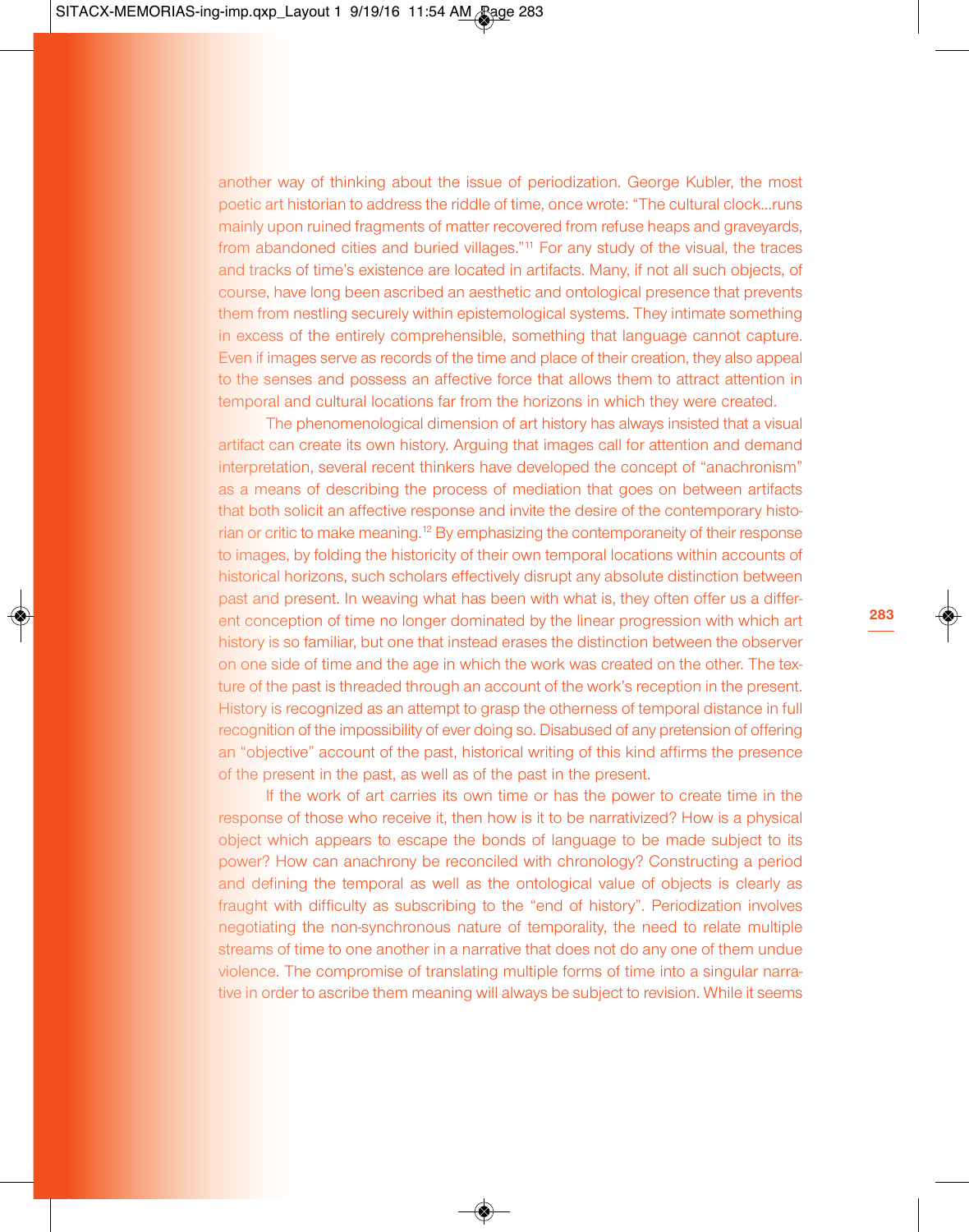another way of thinking about the issue of periodization. George Kubler, the most poetic art historian to address the riddle of time, once wrote: "The cultural clock...runs mainly upon ruined fragments of matter recovered from refuse heaps and graveyards, from abandoned cities and buried villages."[11] For any study of the visual, the traces and tracks of time's existence are located in artifacts. Many, if not all such objects, of course, have long been ascribed an aesthetic and ontological presence that prevents them from nestling securely within epistemological systems. They intimate something in excess of the entirely comprehensible, something that language cannot capture. Even if images serve as records of the time and place of their creation, they also appeal to the senses and possess an affective force that allows them to attract attention in temporal and cultural locations far from the horizons in which they were created.

The phenomenological dimension of art history has always insisted that a visual artifact can create its own history. Arguing that images call for attention and demand interpretation, several recent thinkers have developed the concept of "anachronism" as a means of describing the process of mediation that goes on between artifacts that both solicit an affective response and invite the desire of the contemporary historian or critic to make meaning.[12] By emphasizing the contemporaneity of their response to images, by folding the historicity of their own temporal locations within accounts of historical horizons, such scholars effectively disrupt any absolute distinction between past and present. In weaving what has been with what is, they often offer us a different conception of time no longer dominated by the linear progression with which art history is so familiar, but one that instead erases the distinction between the observer on one side of time and the age in which the work was created on the other. The texture of the past is threaded through an account of the work's reception in the present. History is recognized as an attempt to grasp the otherness of temporal distance in full recognition of the impossibility of ever doing so. Disabused of any pretension of offering an "objective" account of the past, historical writing of this kind affirms the presence of the present in the past, as well as of the past in the present.

If the work of art carries its own time or has the power to create time in the response of those who receive it, then how is it to be narrativized? How is a physical object which appears to escape the bonds of language to be made subject to its power? How can anachrony be reconciled with chronology? Constructing a period and defining the temporal as well as the ontological value of objects is clearly as fraught with difficulty as subscribing to the "end of history". Periodization involves negotiating the non-synchronous nature of temporality, the need to relate multiple streams of time to one another in a narrative that does not do any one of them undue violence. The compromise of translating multiple forms of time into a singular narrative in order to ascribe them meaning will always be subject to revision. While it seems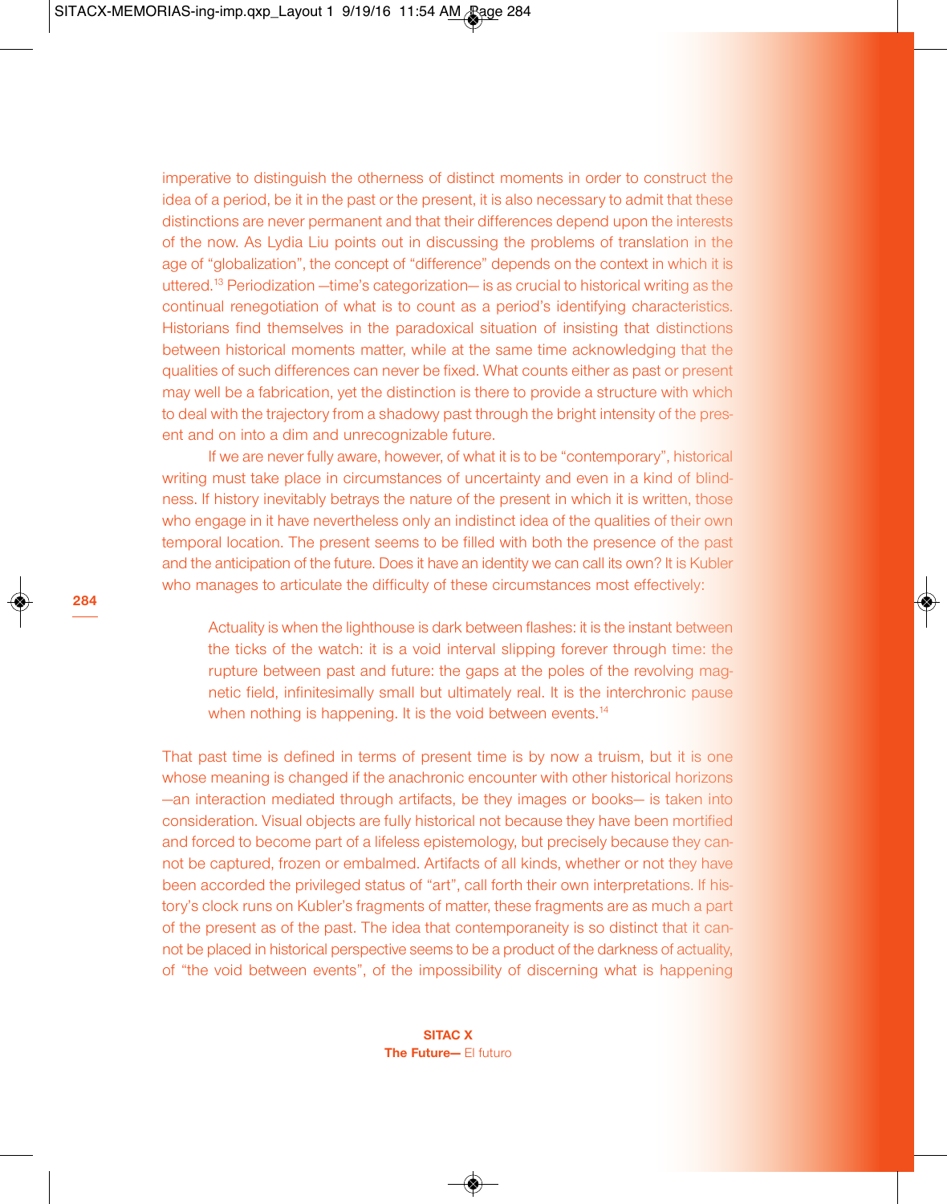imperative to distinguish the otherness of distinct moments in order to construct the idea of a period, be it in the past or the present, it is also necessary to admit that these distinctions are never permanent and that their differences depend upon the interests of the now. As Lydia Liu points out in discussing the problems of translation in the age of "globalization", the concept of "difference" depends on the context in which it is uttered.[13] Periodization —time's categorization— is as crucial to historical writing as the continual renegotiation of what is to count as a period's identifying characteristics. Historians find themselves in the paradoxical situation of insisting that distinctions between historical moments matter, while at the same time acknowledging that the qualities of such differences can never be fixed. What counts either as past or present may well be a fabrication, yet the distinction is there to provide a structure with which to deal with the trajectory from a shadowy past through the bright intensity of the present and on into a dim and unrecognizable future.

If we are never fully aware, however, of what it is to be "contemporary", historical writing must take place in circumstances of uncertainty and even in a kind of blindness. If history inevitably betrays the nature of the present in which it is written, those who engage in it have nevertheless only an indistinct idea of the qualities of their own temporal location. The present seems to be filled with both the presence of the past and the anticipation of the future. Does it have an identity we can call its own? It is Kubler who manages to articulate the difficulty of these circumstances most effectively:

> Actuality is when the lighthouse is dark between flashes: it is the instant between the ticks of the watch: it is a void interval slipping forever through time: the rupture between past and future: the gaps at the poles of the revolving magnetic field, infinitesimally small but ultimately real. It is the interchronic pause when nothing is happening. It is the void between events.[14]

That past time is defined in terms of present time is by now a truism, but it is one whose meaning is changed if the anachronic encounter with other historical horizons —an interaction mediated through artifacts, be they images or books— is taken into consideration. Visual objects are fully historical not because they have been mortified and forced to become part of a lifeless epistemology, but precisely because they cannot be captured, frozen or embalmed. Artifacts of all kinds, whether or not they have been accorded the privileged status of "art", call forth their own interpretations. If history's clock runs on Kubler's fragments of matter, these fragments are as much a part of the present as of the past. The idea that contemporaneity is so distinct that it cannot be placed in historical perspective seems to be a product of the darkness of actuality, of "the void between events", of the impossibility of discerning what is happening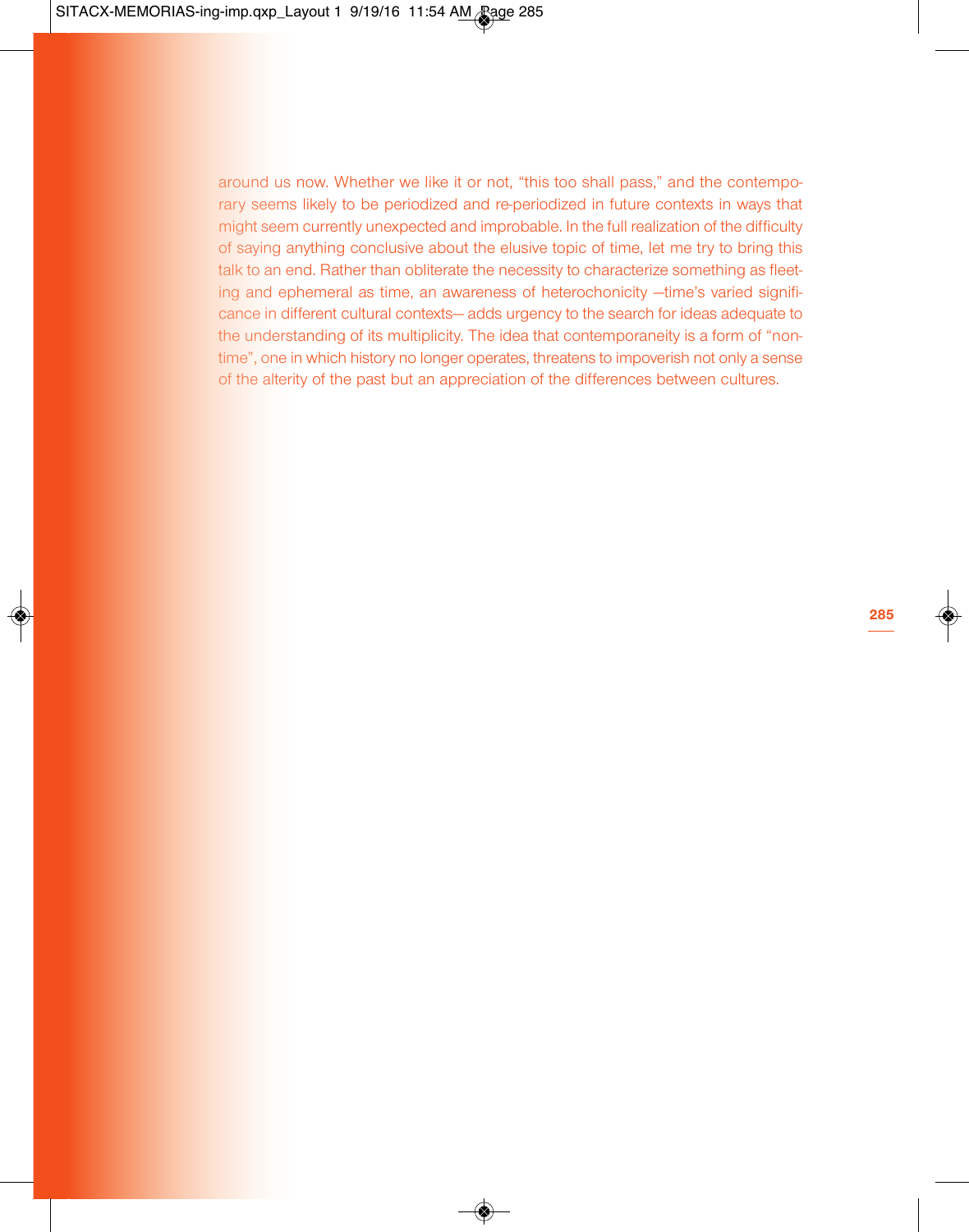around us now. Whether we like it or not, "this too shall pass," and the contemporary seems likely to be periodized and re-periodized in future contexts in ways that might seem currently unexpected and improbable. In the full realization of the difficulty of saying anything conclusive about the elusive topic of time, let me try to bring this talk to an end. Rather than obliterate the necessity to characterize something as fleeting and ephemeral as time, an awareness of heterochonicity —time's varied significance in different cultural contexts— adds urgency to the search for ideas adequate to the understanding of its multiplicity. The idea that contemporaneity is a form of "non-time", one in which history no longer operates, threatens to impoverish not only a sense of the alterity of the past but an appreciation of the differences between cultures.